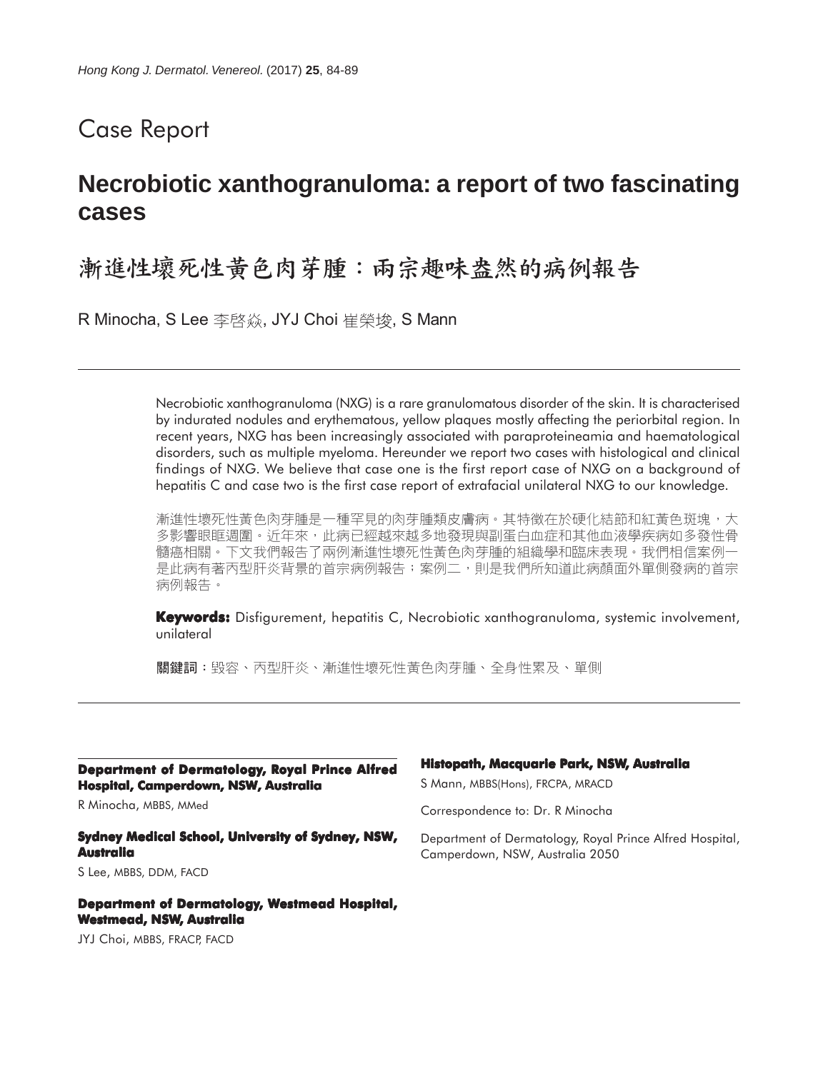Case Report

# Necrobiotic xanthogranuloma: a report of two fascinating cases

# 漸進性壞死性黃色肉芽腫：兩宗趣味盎然的病例報告

R Minocha, S Lee 李啓焱, JYJ Choi 崔榮埈, S Mann

Necrobiotic xanthogranuloma (NXG) is a rare granulomatous disorder of the skin. It is characterised by indurated nodules and erythematous, yellow plaques mostly affecting the periorbital region. In recent years, NXG has been increasingly associated with paraproteineamia and haematological disorders, such as multiple myeloma. Hereunder we report two cases with histological and clinical findings of NXG. We believe that case one is the first report case of NXG on a background of hepatitis C and case two is the first case report of extrafacial unilateral NXG to our knowledge.

漸進性壞死性黃色肉芽腫是一種罕見的肉芽腫類皮膚病。其特徵在於硬化結節和紅黃色斑塊，大多影響眼眶週圍。近年來，此病已經越來越多地發現與副蛋白血症和其他血液學疾病如多發性骨髓癌相關。下文我們報告了兩例漸進性壞死性黃色肉芽腫的組織學和臨床表現。我們相信案例一是此病有著丙型肝炎背景的首宗病例報告；案例二，則是我們所知道此病顏面外單側發病的首宗病例報告。

**Keywords:** Disfigurement, hepatitis C, Necrobiotic xanthogranuloma, systemic involvement, unilateral

**關鍵詞**：毀容、丙型肝炎、漸進性壞死性黃色肉芽腫、全身性累及、單側

**Department of Dermatology, Royal Prince Alfred Hospital, Camperdown, NSW, Australia**

R Minocha, MBBS, MMed

**Sydney Medical School, University of Sydney, NSW, Australia**

S Lee, MBBS, DDM, FACD

**Department of Dermatology, Westmead Hospital, Westmead, NSW, Australia**

JYJ Choi, MBBS, FRACP, FACD

**Histopath, Macquarie Park, NSW, Australia**

S Mann, MBBS(Hons), FRCPA, MRACD

Correspondence to: Dr. R Minocha

Department of Dermatology, Royal Prince Alfred Hospital, Camperdown, NSW, Australia 2050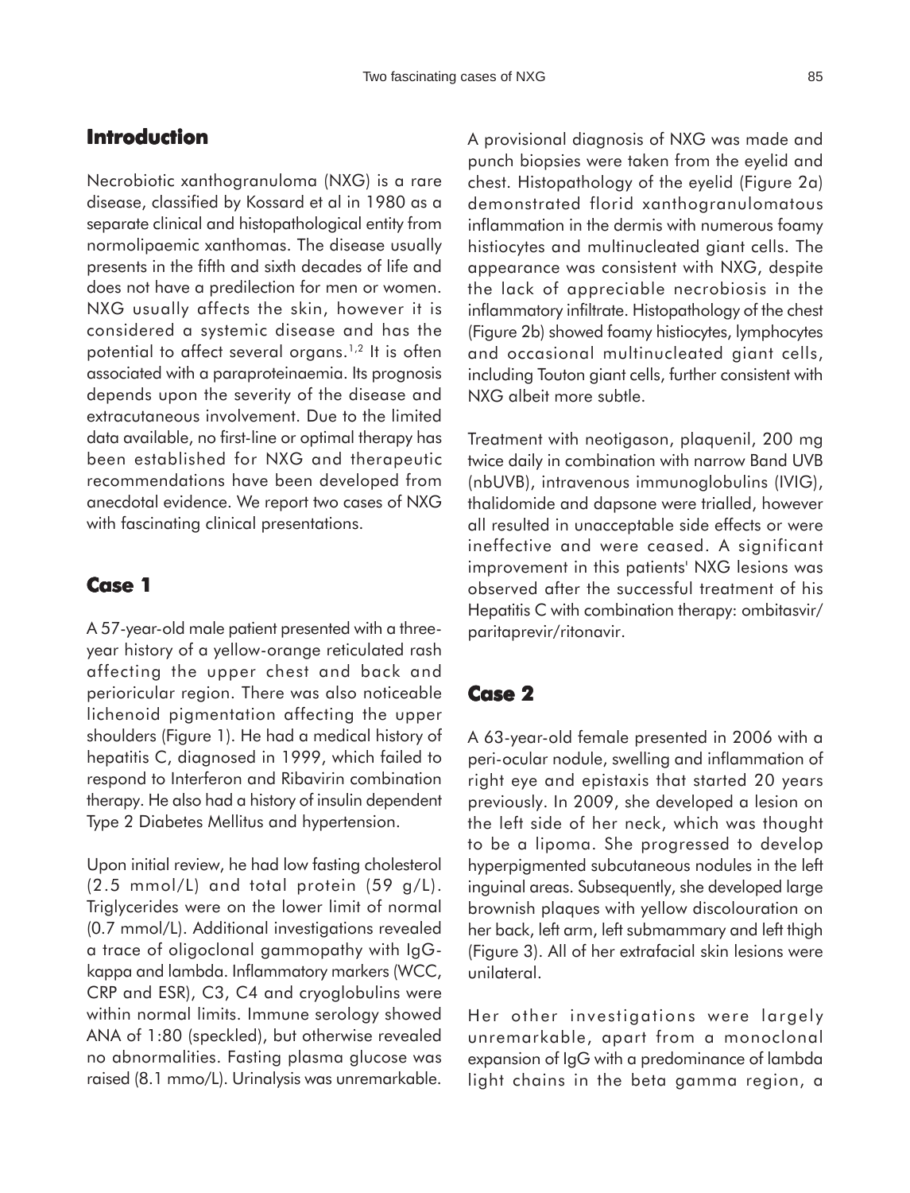## Introduction

Necrobiotic xanthogranuloma (NXG) is a rare disease, classified by Kossard et al in 1980 as a separate clinical and histopathological entity from normolipaemic xanthomas. The disease usually presents in the fifth and sixth decades of life and does not have a predilection for men or women. NXG usually affects the skin, however it is considered a systemic disease and has the potential to affect several organs.[1,2] It is often associated with a paraproteinaemia. Its prognosis depends upon the severity of the disease and extracutaneous involvement. Due to the limited data available, no first-line or optimal therapy has been established for NXG and therapeutic recommendations have been developed from anecdotal evidence. We report two cases of NXG with fascinating clinical presentations.

## Case 1

A 57-year-old male patient presented with a three-year history of a yellow-orange reticulated rash affecting the upper chest and back and perioricular region. There was also noticeable lichenoid pigmentation affecting the upper shoulders (Figure 1). He had a medical history of hepatitis C, diagnosed in 1999, which failed to respond to Interferon and Ribavirin combination therapy. He also had a history of insulin dependent Type 2 Diabetes Mellitus and hypertension.

Upon initial review, he had low fasting cholesterol (2.5 mmol/L) and total protein (59 g/L). Triglycerides were on the lower limit of normal (0.7 mmol/L). Additional investigations revealed a trace of oligoclonal gammopathy with IgG-kappa and lambda. Inflammatory markers (WCC, CRP and ESR), C3, C4 and cryoglobulins were within normal limits. Immune serology showed ANA of 1:80 (speckled), but otherwise revealed no abnormalities. Fasting plasma glucose was raised (8.1 mmo/L). Urinalysis was unremarkable.

A provisional diagnosis of NXG was made and punch biopsies were taken from the eyelid and chest. Histopathology of the eyelid (Figure 2a) demonstrated florid xanthogranulomatous inflammation in the dermis with numerous foamy histiocytes and multinucleated giant cells. The appearance was consistent with NXG, despite the lack of appreciable necrobiosis in the inflammatory infiltrate. Histopathology of the chest (Figure 2b) showed foamy histiocytes, lymphocytes and occasional multinucleated giant cells, including Touton giant cells, further consistent with NXG albeit more subtle.

Treatment with neotigason, plaquenil, 200 mg twice daily in combination with narrow Band UVB (nbUVB), intravenous immunoglobulins (IVIG), thalidomide and dapsone were trialled, however all resulted in unacceptable side effects or were ineffective and were ceased. A significant improvement in this patients' NXG lesions was observed after the successful treatment of his Hepatitis C with combination therapy: ombitasvir/paritaprevir/ritonavir.

## Case 2

A 63-year-old female presented in 2006 with a peri-ocular nodule, swelling and inflammation of right eye and epistaxis that started 20 years previously. In 2009, she developed a lesion on the left side of her neck, which was thought to be a lipoma. She progressed to develop hyperpigmented subcutaneous nodules in the left inguinal areas. Subsequently, she developed large brownish plaques with yellow discolouration on her back, left arm, left submammary and left thigh (Figure 3). All of her extrafacial skin lesions were unilateral.

Her other investigations were largely unremarkable, apart from a monoclonal expansion of IgG with a predominance of lambda light chains in the beta gamma region, a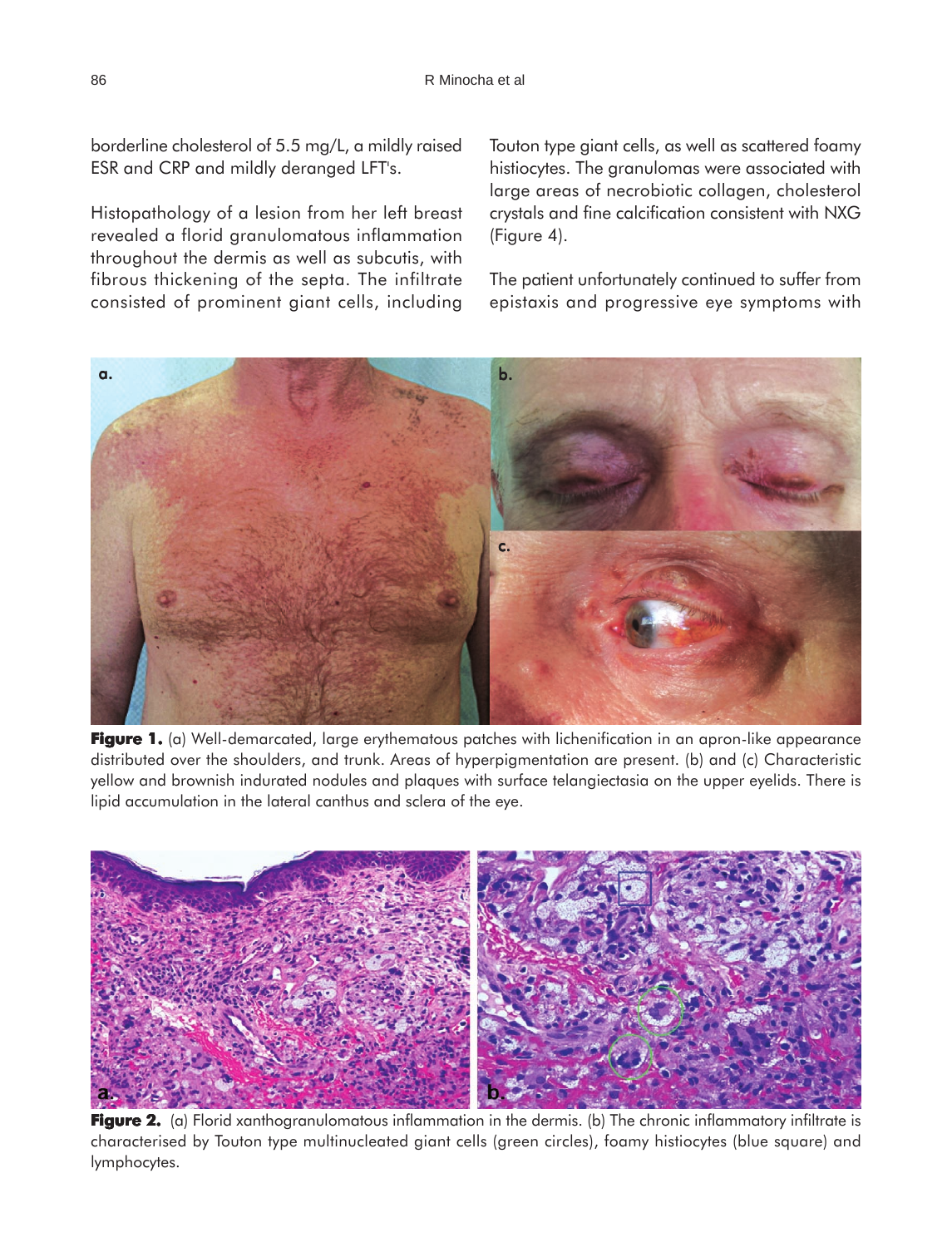borderline cholesterol of 5.5 mg/L, a mildly raised ESR and CRP and mildly deranged LFT's.

Histopathology of a lesion from her left breast revealed a florid granulomatous inflammation throughout the dermis as well as subcutis, with fibrous thickening of the septa. The infiltrate consisted of prominent giant cells, including Touton type giant cells, as well as scattered foamy histiocytes. The granulomas were associated with large areas of necrobiotic collagen, cholesterol crystals and fine calcification consistent with NXG (Figure 4).

The patient unfortunately continued to suffer from epistaxis and progressive eye symptoms with

**Figure 1.** (a) Well-demarcated, large erythematous patches with lichenification in an apron-like appearance distributed over the shoulders, and trunk. Areas of hyperpigmentation are present. (b) and (c) Characteristic yellow and brownish indurated nodules and plaques with surface telangiectasia on the upper eyelids. There is lipid accumulation in the lateral canthus and sclera of the eye.

**Figure 2.** (a) Florid xanthogranulomatous inflammation in the dermis. (b) The chronic inflammatory infiltrate is characterised by Touton type multinucleated giant cells (green circles), foamy histiocytes (blue square) and lymphocytes.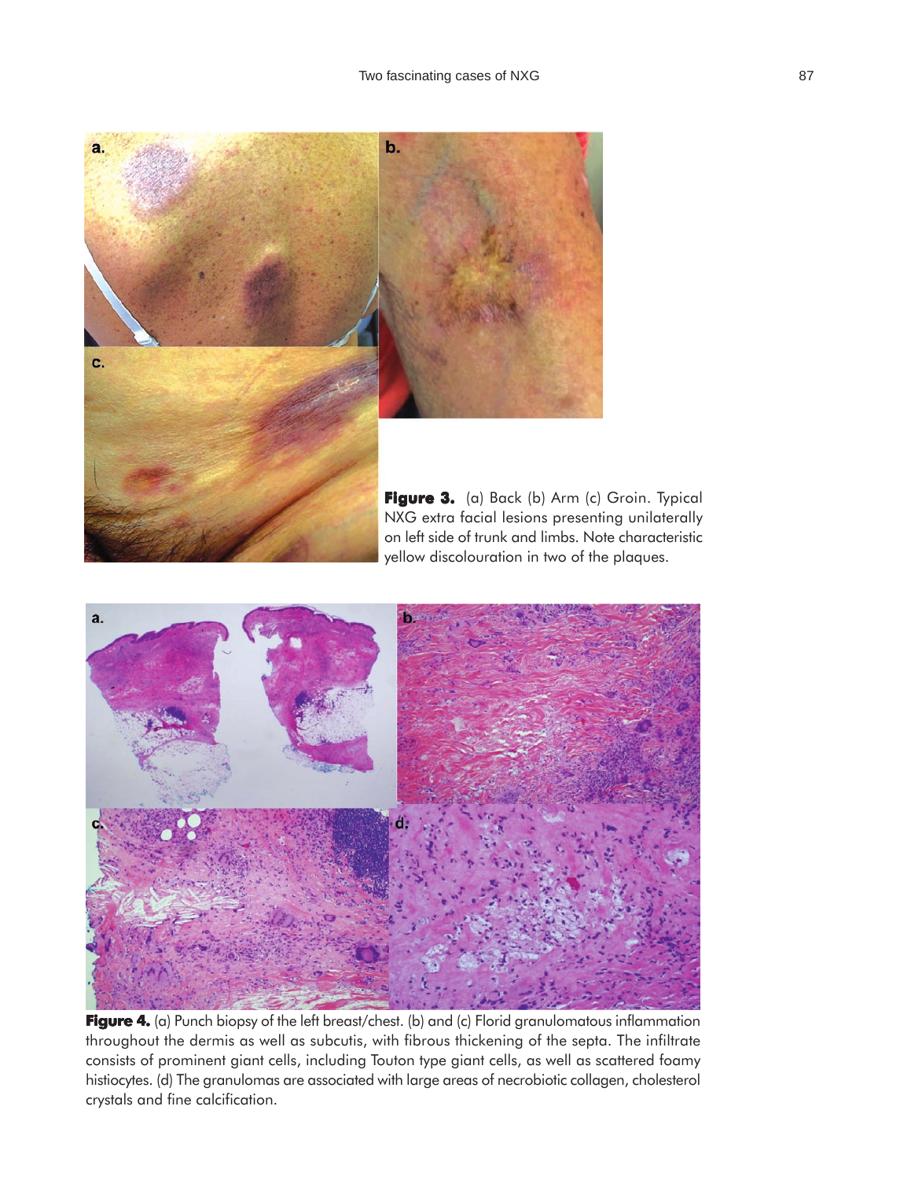**Figure 3.** (a) Back (b) Arm (c) Groin. Typical NXG extra facial lesions presenting unilaterally on left side of trunk and limbs. Note characteristic yellow discolouration in two of the plaques.

**Figure 4.** (a) Punch biopsy of the left breast/chest. (b) and (c) Florid granulomatous inflammation throughout the dermis as well as subcutis, with fibrous thickening of the septa. The infiltrate consists of prominent giant cells, including Touton type giant cells, as well as scattered foamy histiocytes. (d) The granulomas are associated with large areas of necrobiotic collagen, cholesterol crystals and fine calcification.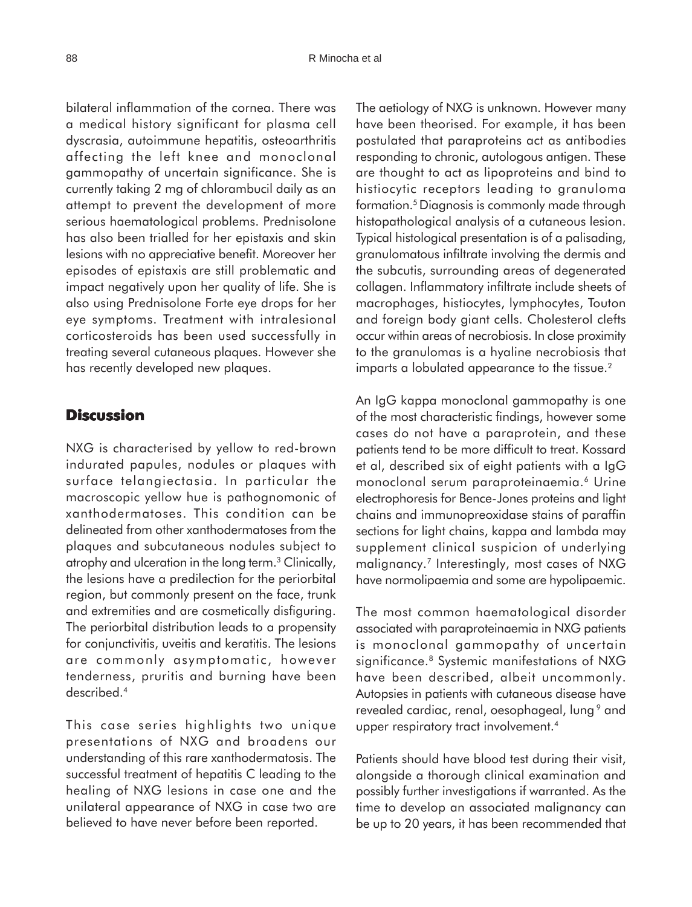bilateral inflammation of the cornea. There was a medical history significant for plasma cell dyscrasia, autoimmune hepatitis, osteoarthritis affecting the left knee and monoclonal gammopathy of uncertain significance. She is currently taking 2 mg of chlorambucil daily as an attempt to prevent the development of more serious haematological problems. Prednisolone has also been trialled for her epistaxis and skin lesions with no appreciative benefit. Moreover her episodes of epistaxis are still problematic and impact negatively upon her quality of life. She is also using Prednisolone Forte eye drops for her eye symptoms. Treatment with intralesional corticosteroids has been used successfully in treating several cutaneous plaques. However she has recently developed new plaques.

## Discussion

NXG is characterised by yellow to red-brown indurated papules, nodules or plaques with surface telangiectasia. In particular the macroscopic yellow hue is pathognomonic of xanthodermatoses. This condition can be delineated from other xanthodermatoses from the plaques and subcutaneous nodules subject to atrophy and ulceration in the long term.[3] Clinically, the lesions have a predilection for the periorbital region, but commonly present on the face, trunk and extremities and are cosmetically disfiguring. The periorbital distribution leads to a propensity for conjunctivitis, uveitis and keratitis. The lesions are commonly asymptomatic, however tenderness, pruritis and burning have been described.[4]

This case series highlights two unique presentations of NXG and broadens our understanding of this rare xanthodermatosis. The successful treatment of hepatitis C leading to the healing of NXG lesions in case one and the unilateral appearance of NXG in case two are believed to have never before been reported.

The aetiology of NXG is unknown. However many have been theorised. For example, it has been postulated that paraproteins act as antibodies responding to chronic, autologous antigen. These are thought to act as lipoproteins and bind to histiocytic receptors leading to granuloma formation.[5] Diagnosis is commonly made through histopathological analysis of a cutaneous lesion. Typical histological presentation is of a palisading, granulomatous infiltrate involving the dermis and the subcutis, surrounding areas of degenerated collagen. Inflammatory infiltrate include sheets of macrophages, histiocytes, lymphocytes, Touton and foreign body giant cells. Cholesterol clefts occur within areas of necrobiosis. In close proximity to the granulomas is a hyaline necrobiosis that imparts a lobulated appearance to the tissue.[2]

An IgG kappa monoclonal gammopathy is one of the most characteristic findings, however some cases do not have a paraprotein, and these patients tend to be more difficult to treat. Kossard et al, described six of eight patients with a IgG monoclonal serum paraproteinaemia.[6] Urine electrophoresis for Bence-Jones proteins and light chains and immunopreoxidase stains of paraffin sections for light chains, kappa and lambda may supplement clinical suspicion of underlying malignancy.[7] Interestingly, most cases of NXG have normolipaemia and some are hypolipaemic.

The most common haematological disorder associated with paraproteinaemia in NXG patients is monoclonal gammopathy of uncertain significance.[8] Systemic manifestations of NXG have been described, albeit uncommonly. Autopsies in patients with cutaneous disease have revealed cardiac, renal, oesophageal, lung[9] and upper respiratory tract involvement.[4]

Patients should have blood test during their visit, alongside a thorough clinical examination and possibly further investigations if warranted. As the time to develop an associated malignancy can be up to 20 years, it has been recommended that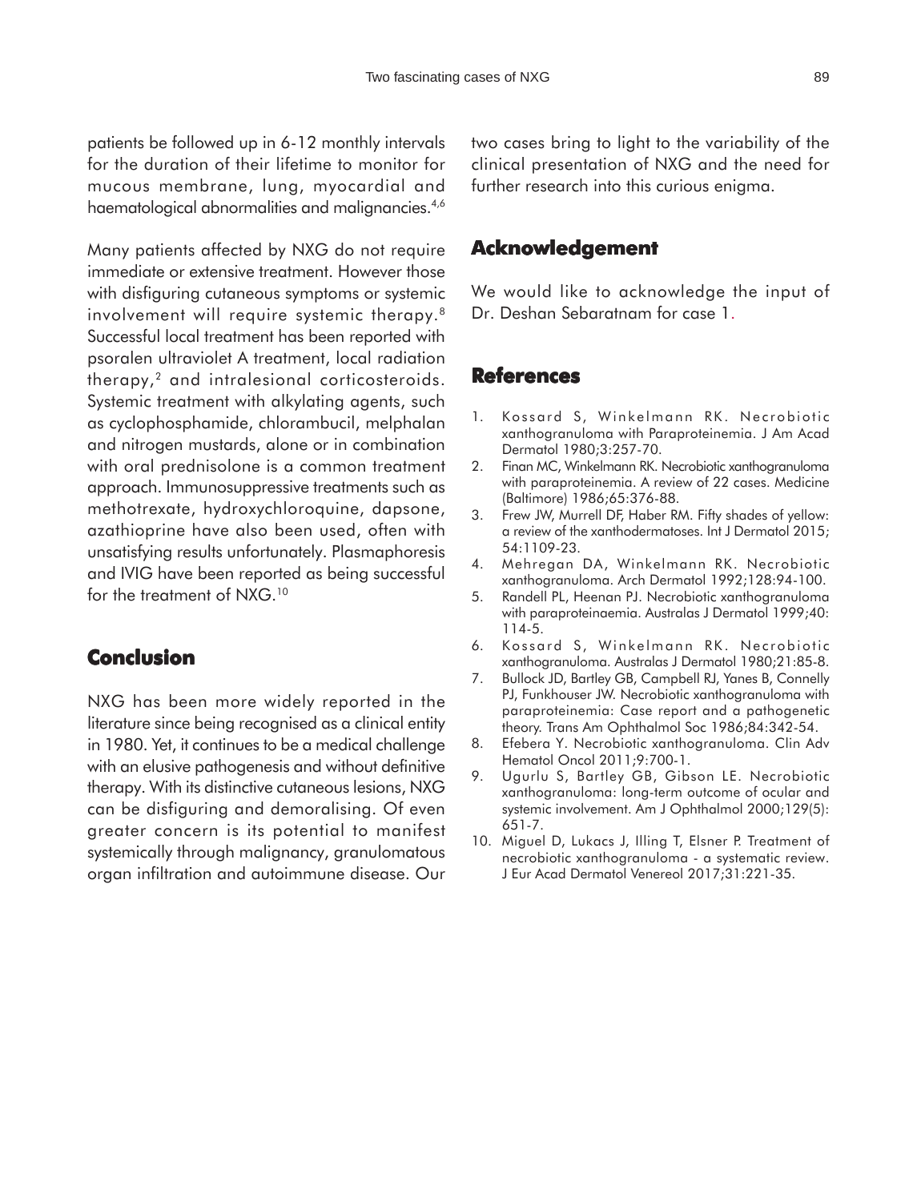patients be followed up in 6-12 monthly intervals for the duration of their lifetime to monitor for mucous membrane, lung, myocardial and haematological abnormalities and malignancies.[4,6]

Many patients affected by NXG do not require immediate or extensive treatment. However those with disfiguring cutaneous symptoms or systemic involvement will require systemic therapy.[8] Successful local treatment has been reported with psoralen ultraviolet A treatment, local radiation therapy,[2] and intralesional corticosteroids. Systemic treatment with alkylating agents, such as cyclophosphamide, chlorambucil, melphalan and nitrogen mustards, alone or in combination with oral prednisolone is a common treatment approach. Immunosuppressive treatments such as methotrexate, hydroxychloroquine, dapsone, azathioprine have also been used, often with unsatisfying results unfortunately. Plasmaphoresis and IVIG have been reported as being successful for the treatment of NXG.[10]

## Conclusion

NXG has been more widely reported in the literature since being recognised as a clinical entity in 1980. Yet, it continues to be a medical challenge with an elusive pathogenesis and without definitive therapy. With its distinctive cutaneous lesions, NXG can be disfiguring and demoralising. Of even greater concern is its potential to manifest systemically through malignancy, granulomatous organ infiltration and autoimmune disease. Our two cases bring to light to the variability of the clinical presentation of NXG and the need for further research into this curious enigma.

## Acknowledgement

We would like to acknowledge the input of Dr. Deshan Sebaratnam for case 1.

## References

1. Kossard S, Winkelmann RK. Necrobiotic xanthogranuloma with Paraproteinemia. J Am Acad Dermatol 1980;3:257-70.
2. Finan MC, Winkelmann RK. Necrobiotic xanthogranuloma with paraproteinemia. A review of 22 cases. Medicine (Baltimore) 1986;65:376-88.
3. Frew JW, Murrell DF, Haber RM. Fifty shades of yellow: a review of the xanthodermatoses. Int J Dermatol 2015; 54:1109-23.
4. Mehregan DA, Winkelmann RK. Necrobiotic xanthogranuloma. Arch Dermatol 1992;128:94-100.
5. Randell PL, Heenan PJ. Necrobiotic xanthogranuloma with paraproteinaemia. Australas J Dermatol 1999;40: 114-5.
6. Kossard S, Winkelmann RK. Necrobiotic xanthogranuloma. Australas J Dermatol 1980;21:85-8.
7. Bullock JD, Bartley GB, Campbell RJ, Yanes B, Connelly PJ, Funkhouser JW. Necrobiotic xanthogranuloma with paraproteinemia: Case report and a pathogenetic theory. Trans Am Ophthalmol Soc 1986;84:342-54.
8. Efebera Y. Necrobiotic xanthogranuloma. Clin Adv Hematol Oncol 2011;9:700-1.
9. Ugurlu S, Bartley GB, Gibson LE. Necrobiotic xanthogranuloma: long-term outcome of ocular and systemic involvement. Am J Ophthalmol 2000;129(5): 651-7.
10. Miguel D, Lukacs J, Illing T, Elsner P. Treatment of necrobiotic xanthogranuloma - a systematic review. J Eur Acad Dermatol Venereol 2017;31:221-35.